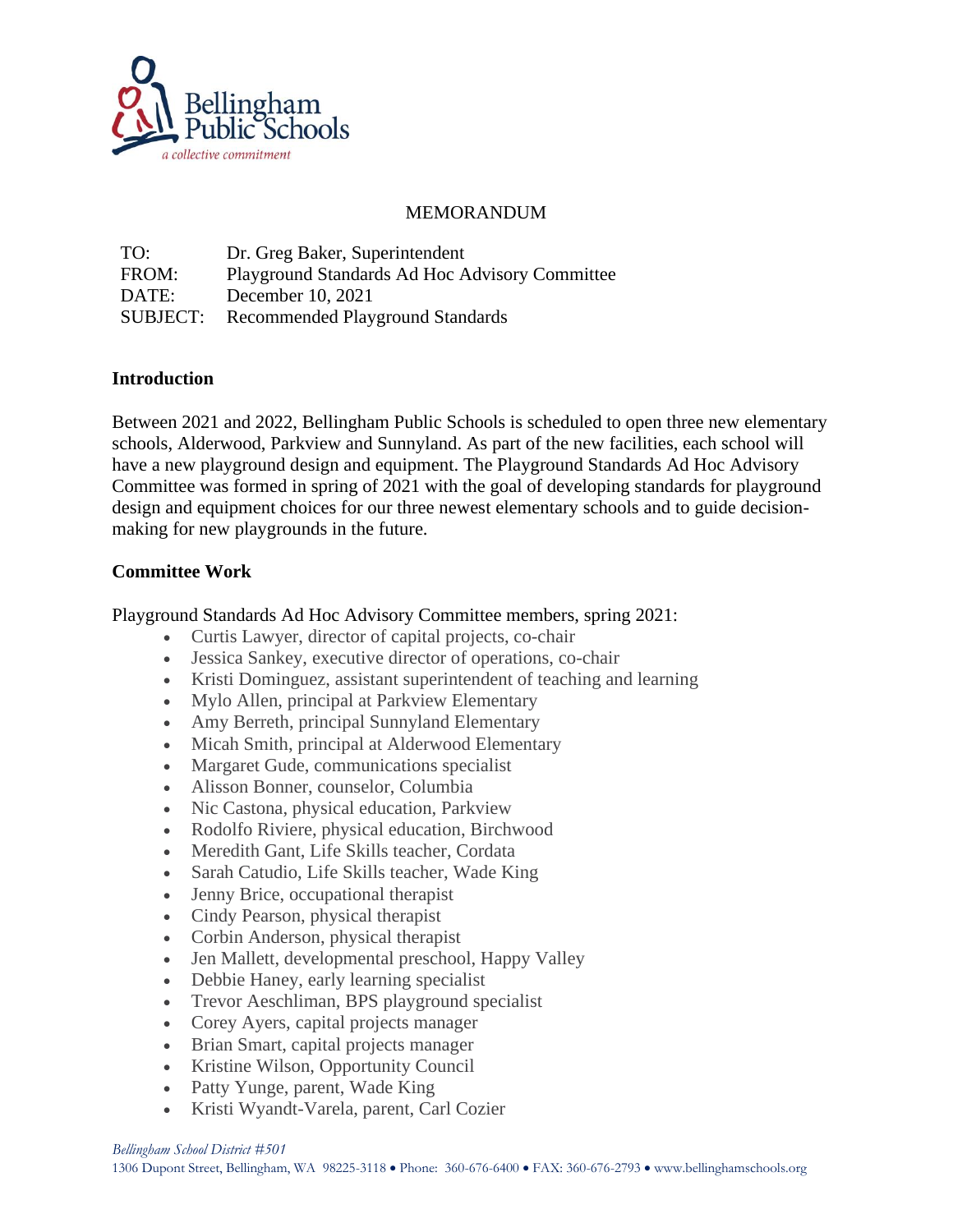Bellingham Public Schools

*a collective commitment*

MEMORANDUM

| | |
|---|---|
| TO: | Dr. Greg Baker, Superintendent |
| FROM: | Playground Standards Ad Hoc Advisory Committee |
| DATE: | December 10, 2021 |
| SUBJECT: | Recommended Playground Standards |

## Introduction

Between 2021 and 2022, Bellingham Public Schools is scheduled to open three new elementary schools, Alderwood, Parkview and Sunnyland. As part of the new facilities, each school will have a new playground design and equipment. The Playground Standards Ad Hoc Advisory Committee was formed in spring of 2021 with the goal of developing standards for playground design and equipment choices for our three newest elementary schools and to guide decision-making for new playgrounds in the future.

## Committee Work

Playground Standards Ad Hoc Advisory Committee members, spring 2021:

- Curtis Lawyer, director of capital projects, co-chair
- Jessica Sankey, executive director of operations, co-chair
- Kristi Dominguez, assistant superintendent of teaching and learning
- Mylo Allen, principal at Parkview Elementary
- Amy Berreth, principal Sunnyland Elementary
- Micah Smith, principal at Alderwood Elementary
- Margaret Gude, communications specialist
- Alisson Bonner, counselor, Columbia
- Nic Castona, physical education, Parkview
- Rodolfo Riviere, physical education, Birchwood
- Meredith Gant, Life Skills teacher, Cordata
- Sarah Catudio, Life Skills teacher, Wade King
- Jenny Brice, occupational therapist
- Cindy Pearson, physical therapist
- Corbin Anderson, physical therapist
- Jen Mallett, developmental preschool, Happy Valley
- Debbie Haney, early learning specialist
- Trevor Aeschliman, BPS playground specialist
- Corey Ayers, capital projects manager
- Brian Smart, capital projects manager
- Kristine Wilson, Opportunity Council
- Patty Yunge, parent, Wade King
- Kristi Wyandt-Varela, parent, Carl Cozier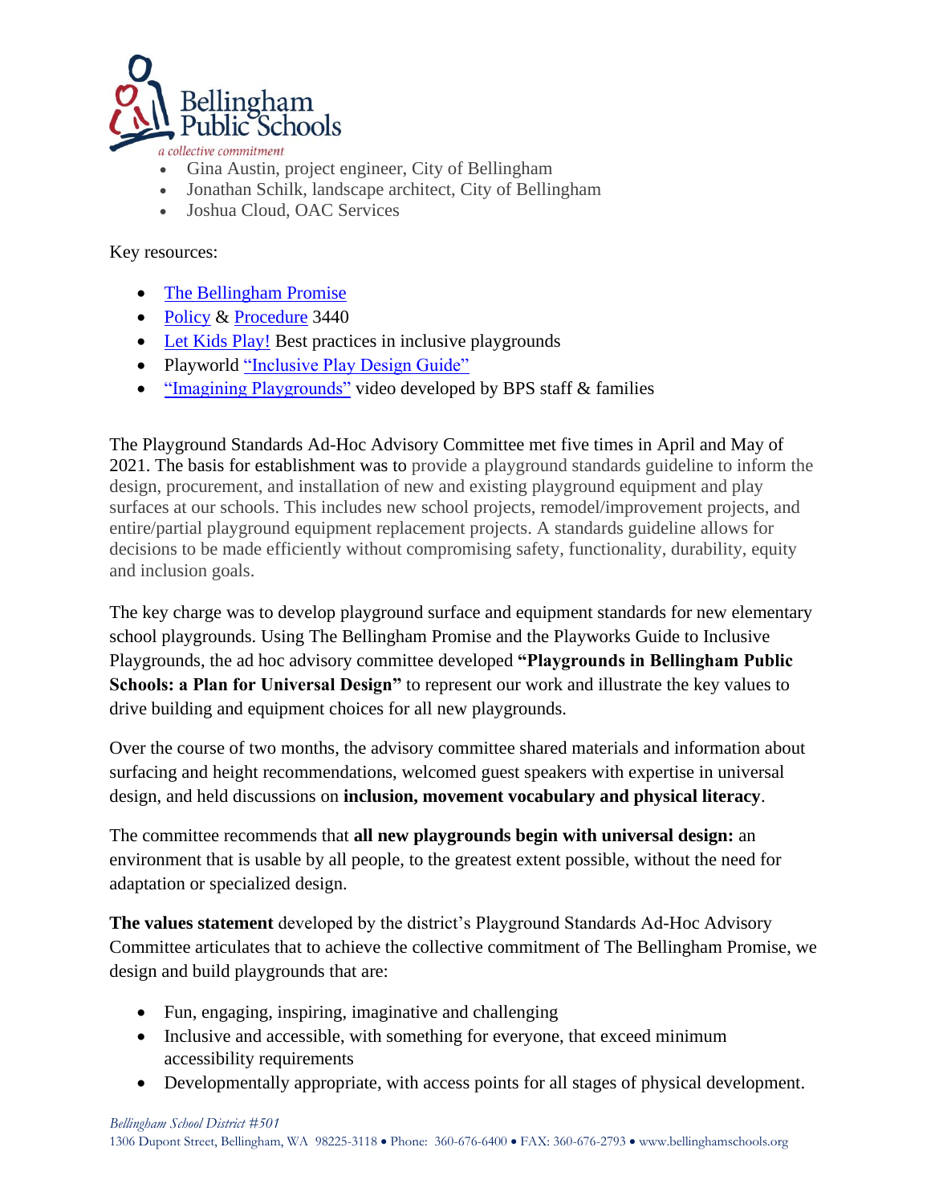- Gina Austin, project engineer, City of Bellingham
- Jonathan Schilk, landscape architect, City of Bellingham
- Joshua Cloud, OAC Services

Key resources:

- The Bellingham Promise
- Policy & Procedure 3440
- Let Kids Play! Best practices in inclusive playgrounds
- Playworld "Inclusive Play Design Guide"
- "Imagining Playgrounds" video developed by BPS staff & families

The Playground Standards Ad-Hoc Advisory Committee met five times in April and May of 2021. The basis for establishment was to provide a playground standards guideline to inform the design, procurement, and installation of new and existing playground equipment and play surfaces at our schools. This includes new school projects, remodel/improvement projects, and entire/partial playground equipment replacement projects. A standards guideline allows for decisions to be made efficiently without compromising safety, functionality, durability, equity and inclusion goals.

The key charge was to develop playground surface and equipment standards for new elementary school playgrounds. Using The Bellingham Promise and the Playworks Guide to Inclusive Playgrounds, the ad hoc advisory committee developed **"Playgrounds in Bellingham Public Schools: a Plan for Universal Design"** to represent our work and illustrate the key values to drive building and equipment choices for all new playgrounds.

Over the course of two months, the advisory committee shared materials and information about surfacing and height recommendations, welcomed guest speakers with expertise in universal design, and held discussions on **inclusion, movement vocabulary and physical literacy**.

The committee recommends that **all new playgrounds begin with universal design:** an environment that is usable by all people, to the greatest extent possible, without the need for adaptation or specialized design.

**The values statement** developed by the district's Playground Standards Ad-Hoc Advisory Committee articulates that to achieve the collective commitment of The Bellingham Promise, we design and build playgrounds that are:

- Fun, engaging, inspiring, imaginative and challenging
- Inclusive and accessible, with something for everyone, that exceed minimum accessibility requirements
- Developmentally appropriate, with access points for all stages of physical development.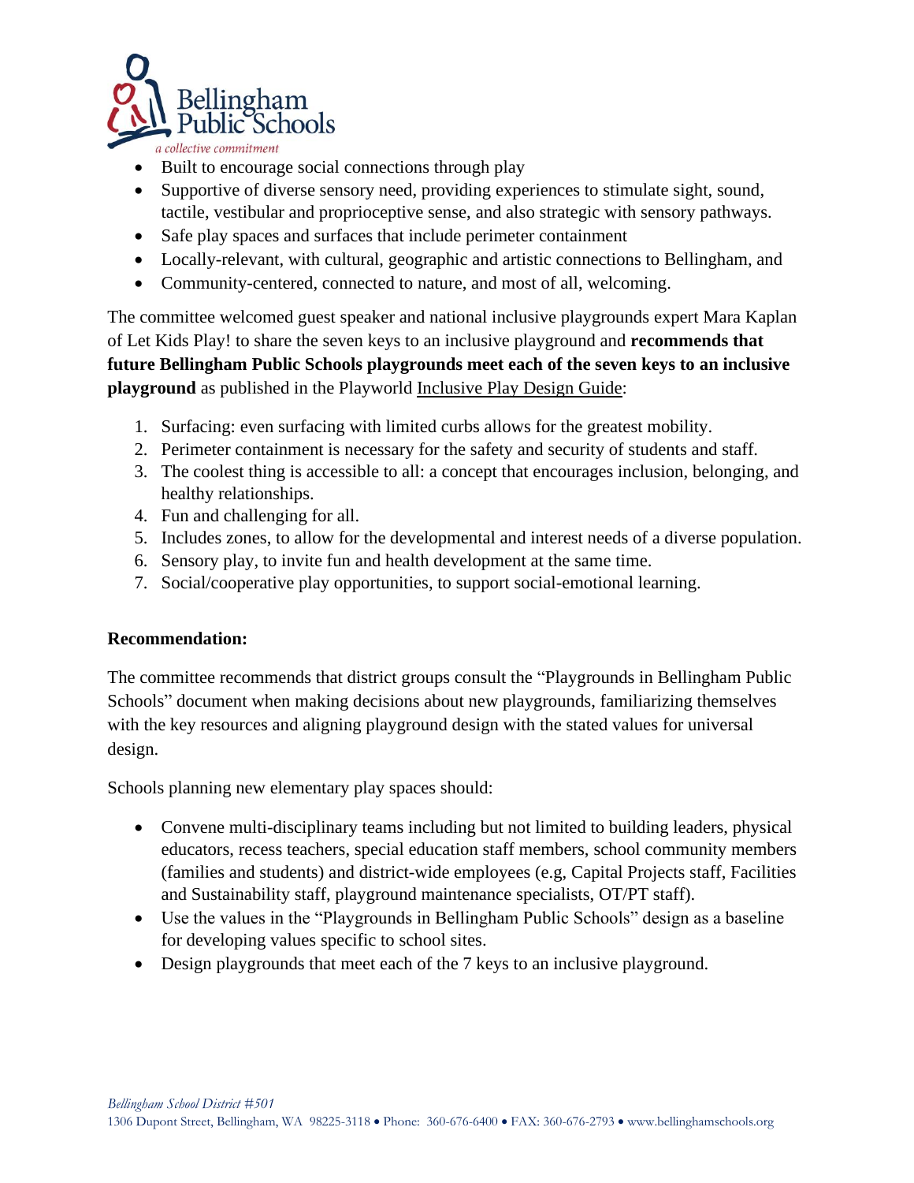- Built to encourage social connections through play
- Supportive of diverse sensory need, providing experiences to stimulate sight, sound, tactile, vestibular and proprioceptive sense, and also strategic with sensory pathways.
- Safe play spaces and surfaces that include perimeter containment
- Locally-relevant, with cultural, geographic and artistic connections to Bellingham, and
- Community-centered, connected to nature, and most of all, welcoming.

The committee welcomed guest speaker and national inclusive playgrounds expert Mara Kaplan of Let Kids Play! to share the seven keys to an inclusive playground and **recommends that future Bellingham Public Schools playgrounds meet each of the seven keys to an inclusive playground** as published in the Playworld Inclusive Play Design Guide:

1. Surfacing: even surfacing with limited curbs allows for the greatest mobility.
2. Perimeter containment is necessary for the safety and security of students and staff.
3. The coolest thing is accessible to all: a concept that encourages inclusion, belonging, and healthy relationships.
4. Fun and challenging for all.
5. Includes zones, to allow for the developmental and interest needs of a diverse population.
6. Sensory play, to invite fun and health development at the same time.
7. Social/cooperative play opportunities, to support social-emotional learning.

**Recommendation:**

The committee recommends that district groups consult the "Playgrounds in Bellingham Public Schools" document when making decisions about new playgrounds, familiarizing themselves with the key resources and aligning playground design with the stated values for universal design.

Schools planning new elementary play spaces should:

- Convene multi-disciplinary teams including but not limited to building leaders, physical educators, recess teachers, special education staff members, school community members (families and students) and district-wide employees (e.g, Capital Projects staff, Facilities and Sustainability staff, playground maintenance specialists, OT/PT staff).
- Use the values in the "Playgrounds in Bellingham Public Schools" design as a baseline for developing values specific to school sites.
- Design playgrounds that meet each of the 7 keys to an inclusive playground.